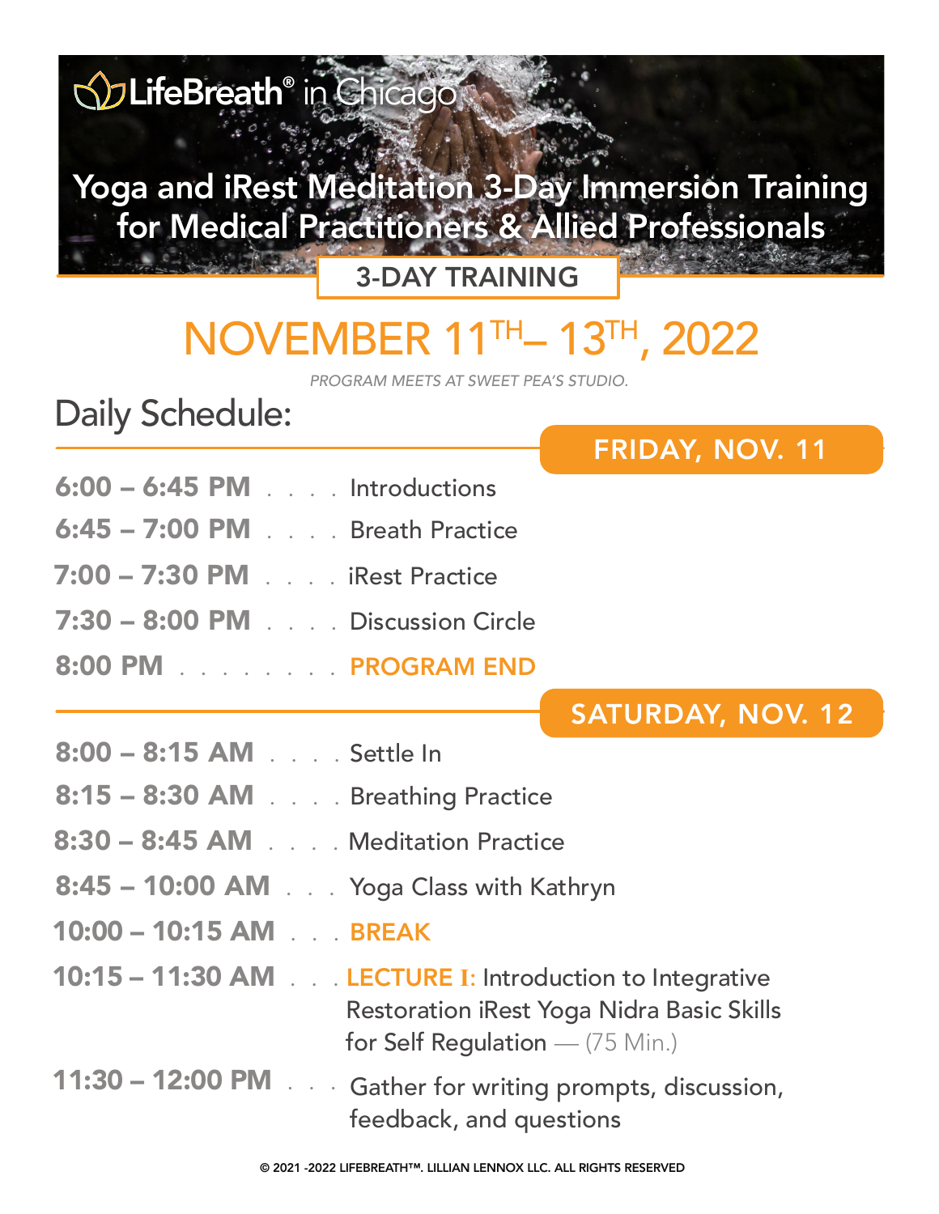LifeBreath® in Chicago

# Yoga and iRest Meditation 3-Day Immersion Training for Medical Practitioners & Allied Professionals

**3-DAY TRAINING**

## NOVEMBER 11TH – 13TH, 2022

*PROGRAM MEETS AT SWEET PEA'S STUDIO.*

## Daily Schedule:

### FRIDAY, NOV. 11

**6:00 – 6:45 PM** . . . . Introductions

**6:45 – 7:00 PM** . . . . Breath Practice

**7:00 – 7:30 PM** . . . . iRest Practice

**7:30 – 8:00 PM** . . . . Discussion Circle

**8:00 PM** . . . . . . . . . **PROGRAM END**

### SATURDAY, NOV. 12

**8:00 – 8:15 AM** . . . . Settle In

**8:15 – 8:30 AM** . . . . Breathing Practice

**8:30 – 8:45 AM** . . . . Meditation Practice

**8:45 – 10:00 AM** . . . Yoga Class with Kathryn

**10:00 – 10:15 AM** . . . **BREAK**

**10:15 – 11:30 AM** . . . **LECTURE I:** Introduction to Integrative Restoration iRest Yoga Nidra Basic Skills for Self Regulation — (75 Min.)

**11:30 – 12:00 PM** . . . Gather for writing prompts, discussion, feedback, and questions

© 2021 -2022 LIFEBREATH™. LILLIAN LENNOX LLC. ALL RIGHTS RESERVED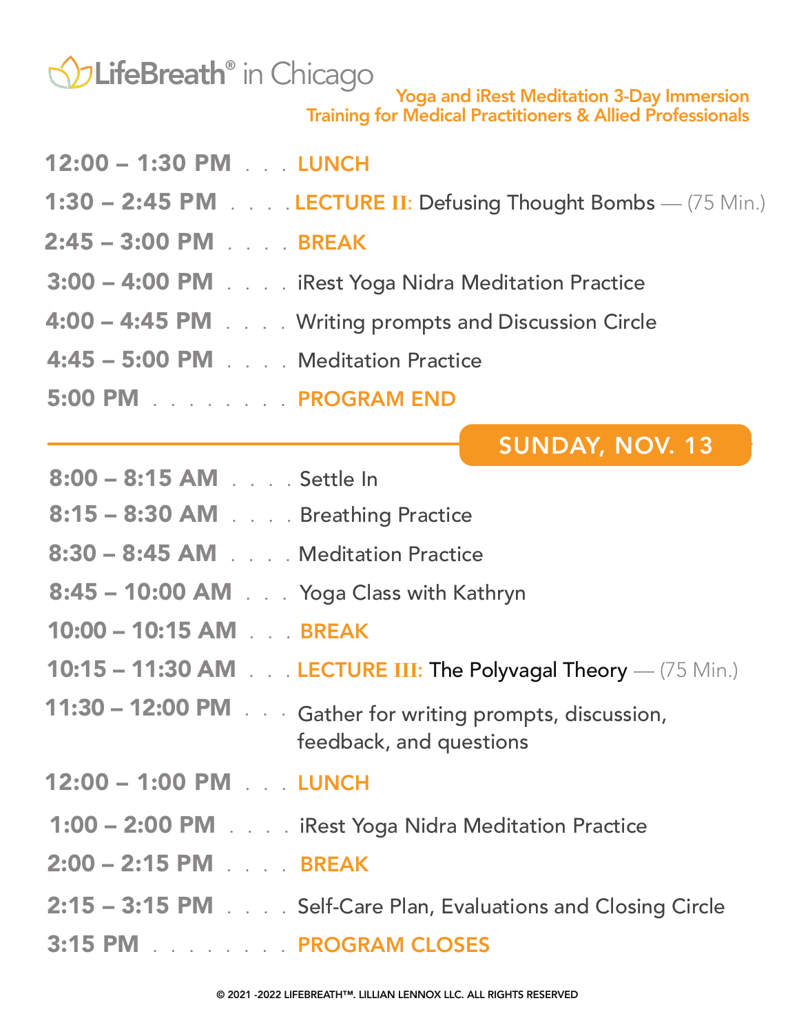# LifeBreath® in Chicago

**Yoga and iRest Meditation 3-Day Immersion Training for Medical Practitioners & Allied Professionals**

**12:00 – 1:30 PM** . . . **LUNCH**

**1:30 – 2:45 PM** . . . . **LECTURE II:** Defusing Thought Bombs — (75 Min.)

**2:45 – 3:00 PM** . . . . **BREAK**

**3:00 – 4:00 PM** . . . . iRest Yoga Nidra Meditation Practice

**4:00 – 4:45 PM** . . . . Writing prompts and Discussion Circle

**4:45 – 5:00 PM** . . . . Meditation Practice

**5:00 PM** . . . . . . . . . **PROGRAM END**

## SUNDAY, NOV. 13

**8:00 – 8:15 AM** . . . . Settle In

**8:15 – 8:30 AM** . . . . Breathing Practice

**8:30 – 8:45 AM** . . . . Meditation Practice

**8:45 – 10:00 AM** . . . Yoga Class with Kathryn

**10:00 – 10:15 AM** . . . **BREAK**

**10:15 – 11:30 AM** . . . **LECTURE III:** The Polyvagal Theory — (75 Min.)

**11:30 – 12:00 PM** . . . Gather for writing prompts, discussion, feedback, and questions

**12:00 – 1:00 PM** . . . **LUNCH**

**1:00 – 2:00 PM** . . . . iRest Yoga Nidra Meditation Practice

**2:00 – 2:15 PM** . . . . **BREAK**

**2:15 – 3:15 PM** . . . . Self-Care Plan, Evaluations and Closing Circle

**3:15 PM** . . . . . . . . . **PROGRAM CLOSES**

© 2021 -2022 LIFEBREATH™. LILLIAN LENNOX LLC. ALL RIGHTS RESERVED